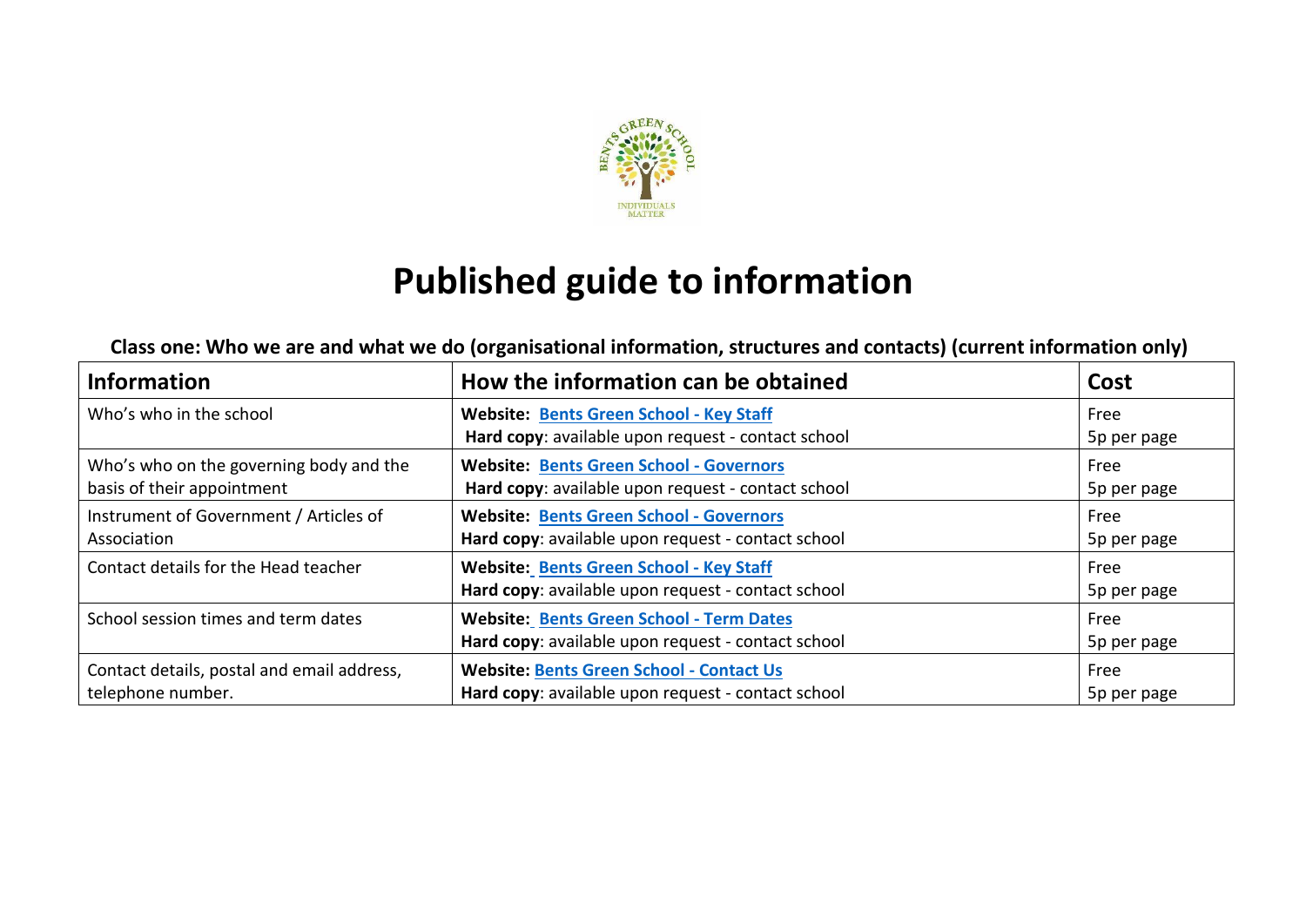# Published guide to information

**Class one: Who we are and what we do (organisational information, structures and contacts) (current information only)**

| Information | How the information can be obtained | Cost |
|---|---|---|
| Who's who in the school | **Website: Bents Green School - Key Staff**<br>**Hard copy**: available upon request - contact school | Free<br>5p per page |
| Who's who on the governing body and the basis of their appointment | **Website: Bents Green School - Governors**<br>**Hard copy**: available upon request - contact school | Free<br>5p per page |
| Instrument of Government / Articles of Association | **Website: Bents Green School - Governors**<br>**Hard copy**: available upon request - contact school | Free<br>5p per page |
| Contact details for the Head teacher | **Website: Bents Green School - Key Staff**<br>**Hard copy**: available upon request - contact school | Free<br>5p per page |
| School session times and term dates | **Website: Bents Green School - Term Dates**<br>**Hard copy**: available upon request - contact school | Free<br>5p per page |
| Contact details, postal and email address, telephone number. | **Website: Bents Green School - Contact Us**<br>**Hard copy**: available upon request - contact school | Free<br>5p per page |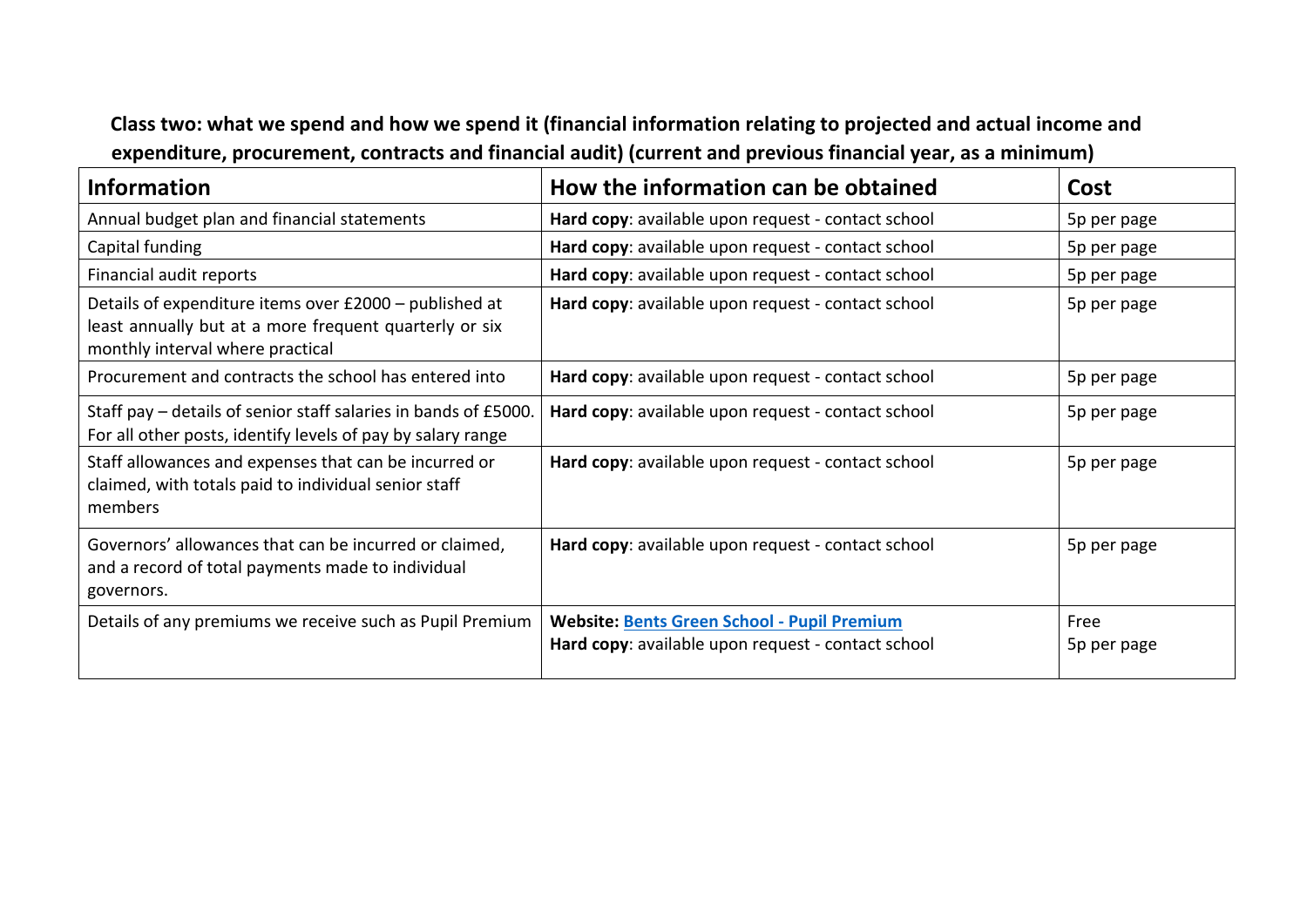**Class two: what we spend and how we spend it (financial information relating to projected and actual income and expenditure, procurement, contracts and financial audit) (current and previous financial year, as a minimum)**

| Information | How the information can be obtained | Cost |
|---|---|---|
| Annual budget plan and financial statements | **Hard copy**: available upon request - contact school | 5p per page |
| Capital funding | **Hard copy**: available upon request - contact school | 5p per page |
| Financial audit reports | **Hard copy**: available upon request - contact school | 5p per page |
| Details of expenditure items over £2000 – published at least annually but at a more frequent quarterly or six monthly interval where practical | **Hard copy**: available upon request - contact school | 5p per page |
| Procurement and contracts the school has entered into | **Hard copy**: available upon request - contact school | 5p per page |
| Staff pay – details of senior staff salaries in bands of £5000. For all other posts, identify levels of pay by salary range | **Hard copy**: available upon request - contact school | 5p per page |
| Staff allowances and expenses that can be incurred or claimed, with totals paid to individual senior staff members | **Hard copy**: available upon request - contact school | 5p per page |
| Governors' allowances that can be incurred or claimed, and a record of total payments made to individual governors. | **Hard copy**: available upon request - contact school | 5p per page |
| Details of any premiums we receive such as Pupil Premium | **Website: Bents Green School - Pupil Premium**<br>**Hard copy**: available upon request - contact school | Free<br>5p per page |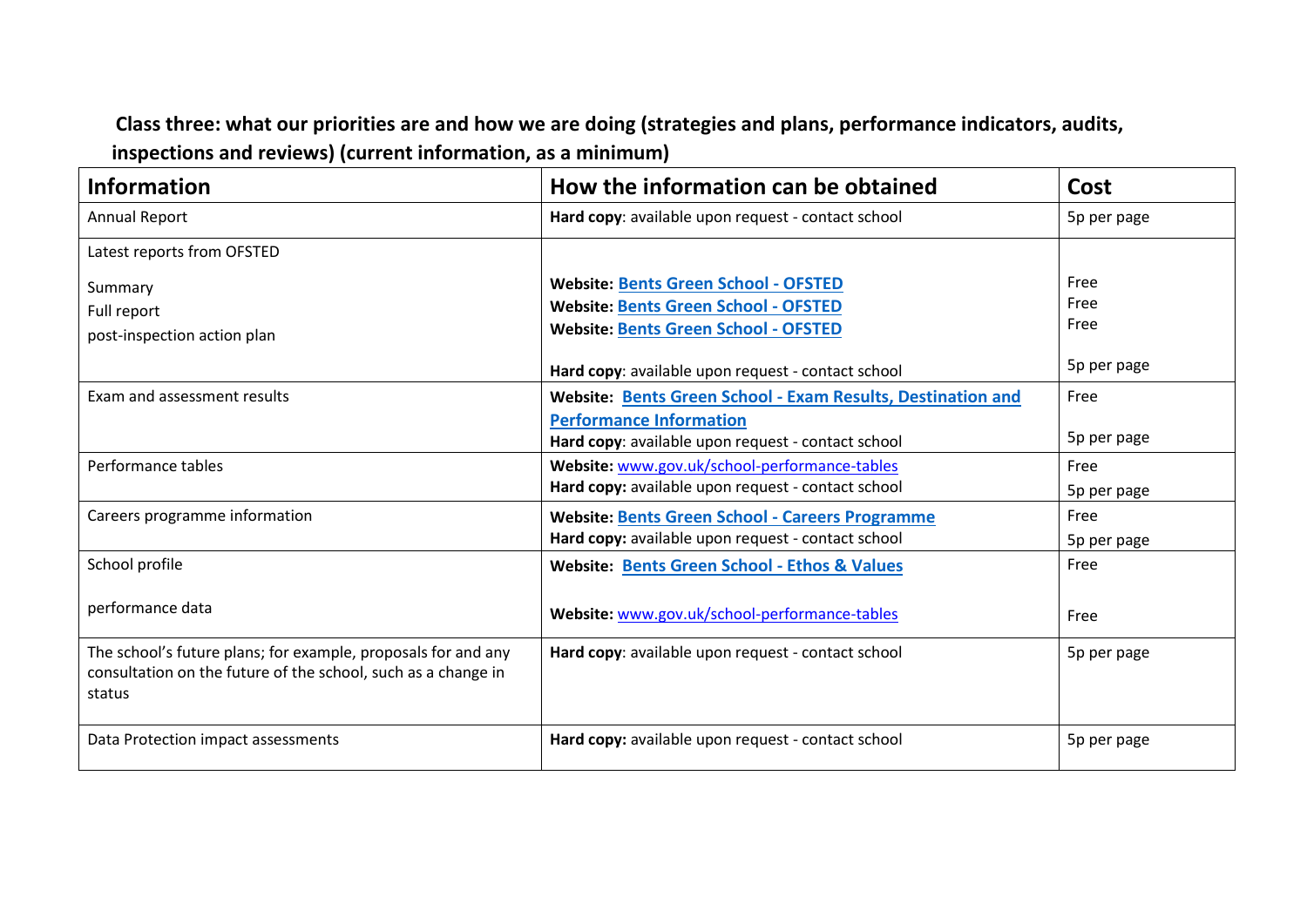**Class three: what our priorities are and how we are doing (strategies and plans, performance indicators, audits, inspections and reviews) (current information, as a minimum)**

| Information | How the information can be obtained | Cost |
|---|---|---|
| Annual Report | **Hard copy**: available upon request - contact school | 5p per page |
| Latest reports from OFSTED<br><br>Summary<br>Full report<br>post-inspection action plan | **Website: Bents Green School - OFSTED**<br>**Website: Bents Green School - OFSTED**<br>**Website: Bents Green School - OFSTED**<br><br>**Hard copy**: available upon request - contact school | <br><br>Free<br>Free<br>Free<br><br>5p per page |
| Exam and assessment results | **Website: Bents Green School - Exam Results, Destination and Performance Information**<br>**Hard copy**: available upon request - contact school | Free<br><br>5p per page |
| Performance tables | **Website:** www.gov.uk/school-performance-tables<br>**Hard copy:** available upon request - contact school | Free<br>5p per page |
| Careers programme information | **Website: Bents Green School - Careers Programme**<br>**Hard copy:** available upon request - contact school | Free<br>5p per page |
| School profile<br><br>performance data | **Website: Bents Green School - Ethos & Values**<br><br>**Website:** www.gov.uk/school-performance-tables | Free<br><br>Free |
| The school's future plans; for example, proposals for and any consultation on the future of the school, such as a change in status | **Hard copy**: available upon request - contact school | 5p per page |
| Data Protection impact assessments | **Hard copy:** available upon request - contact school | 5p per page |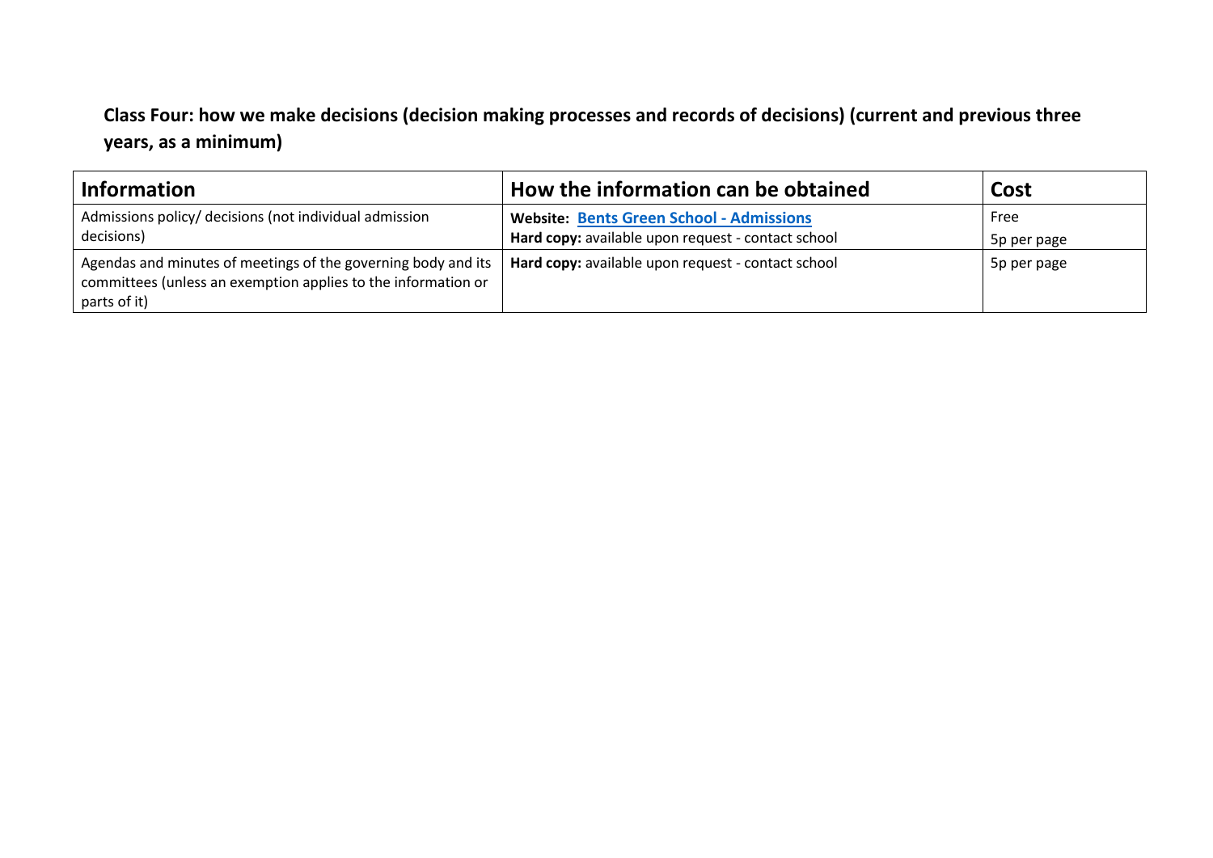**Class Four: how we make decisions (decision making processes and records of decisions) (current and previous three years, as a minimum)**

| Information | How the information can be obtained | Cost |
| --- | --- | --- |
| Admissions policy/ decisions (not individual admission decisions) | **Website:** **Bents Green School - Admissions**<br>**Hard copy:** available upon request - contact school | Free<br>5p per page |
| Agendas and minutes of meetings of the governing body and its committees (unless an exemption applies to the information or parts of it) | **Hard copy:** available upon request - contact school | 5p per page |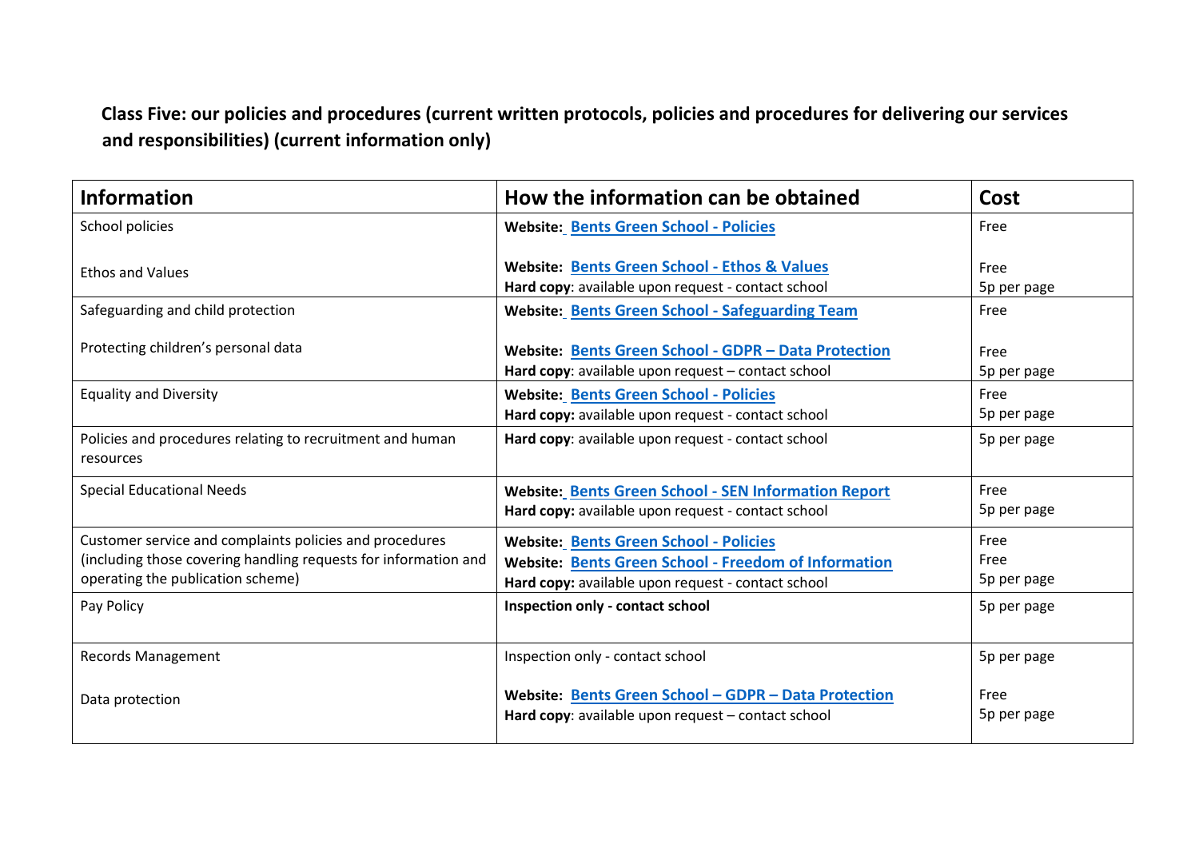## Class Five: our policies and procedures (current written protocols, policies and procedures for delivering our services and responsibilities) (current information only)

| Information | How the information can be obtained | Cost |
|---|---|---|
| School policies<br><br>Ethos and Values | **Website:** Bents Green School - Policies<br><br>**Website:** Bents Green School - Ethos & Values<br>**Hard copy**: available upon request - contact school | Free<br><br>Free<br>5p per page |
| Safeguarding and child protection<br><br>Protecting children's personal data | **Website:** Bents Green School - Safeguarding Team<br><br>**Website:** Bents Green School - GDPR – Data Protection<br>**Hard copy**: available upon request – contact school | Free<br><br>Free<br>5p per page |
| Equality and Diversity | **Website:** Bents Green School - Policies<br>**Hard copy:** available upon request - contact school | Free<br>5p per page |
| Policies and procedures relating to recruitment and human resources | **Hard copy**: available upon request - contact school | 5p per page |
| Special Educational Needs | **Website:** Bents Green School - SEN Information Report<br>**Hard copy:** available upon request - contact school | Free<br>5p per page |
| Customer service and complaints policies and procedures (including those covering handling requests for information and operating the publication scheme) | **Website:** Bents Green School - Policies<br>**Website:** Bents Green School - Freedom of Information<br>**Hard copy:** available upon request - contact school | Free<br>Free<br>5p per page |
| Pay Policy | **Inspection only - contact school** | 5p per page |
| Records Management<br><br>Data protection | Inspection only - contact school<br><br>**Website:** Bents Green School – GDPR – Data Protection<br>**Hard copy**: available upon request – contact school | 5p per page<br><br>Free<br>5p per page |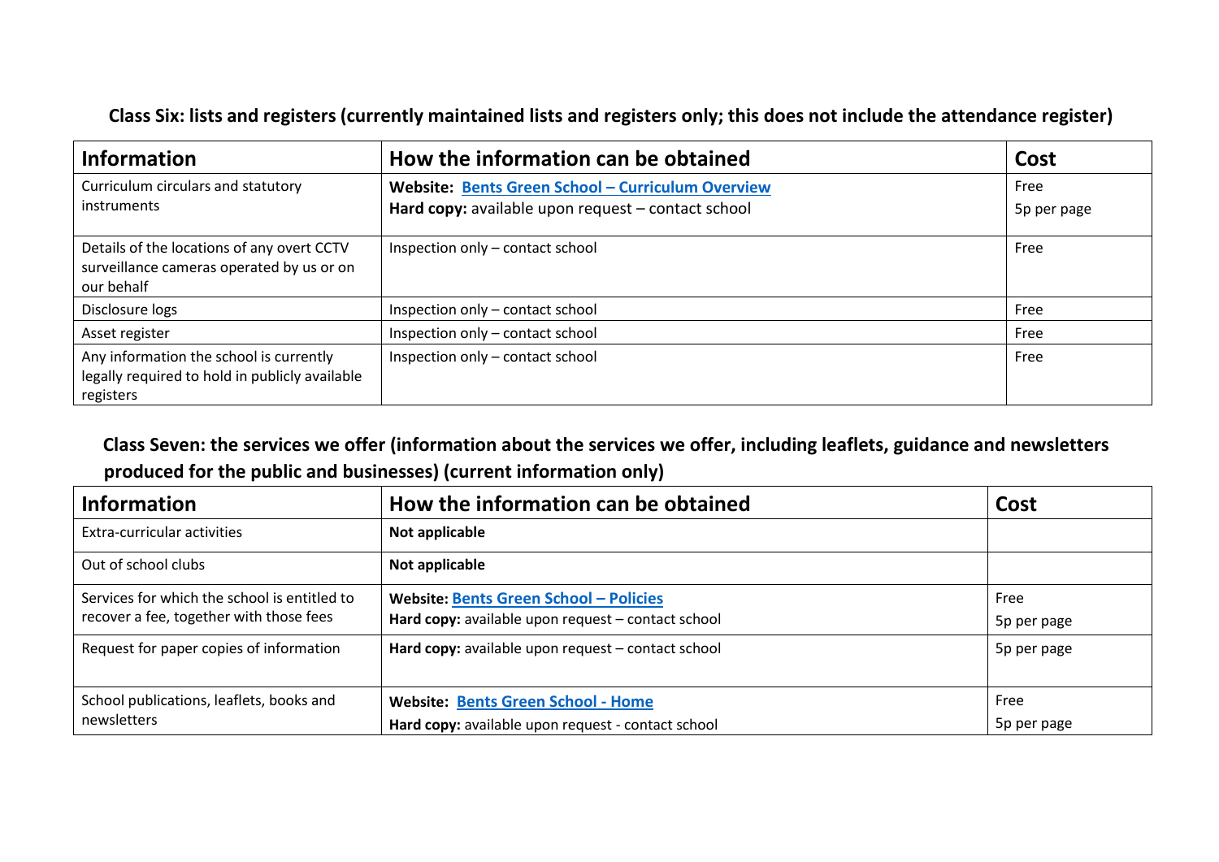**Class Six: lists and registers (currently maintained lists and registers only; this does not include the attendance register)**

| Information | How the information can be obtained | Cost |
|---|---|---|
| Curriculum circulars and statutory instruments | **Website: Bents Green School – Curriculum Overview**<br>**Hard copy:** available upon request – contact school | Free<br>5p per page |
| Details of the locations of any overt CCTV surveillance cameras operated by us or on our behalf | Inspection only – contact school | Free |
| Disclosure logs | Inspection only – contact school | Free |
| Asset register | Inspection only – contact school | Free |
| Any information the school is currently legally required to hold in publicly available registers | Inspection only – contact school | Free |

**Class Seven: the services we offer (information about the services we offer, including leaflets, guidance and newsletters produced for the public and businesses) (current information only)**

| Information | How the information can be obtained | Cost |
|---|---|---|
| Extra-curricular activities | **Not applicable** | |
| Out of school clubs | **Not applicable** | |
| Services for which the school is entitled to recover a fee, together with those fees | **Website: Bents Green School – Policies**<br>**Hard copy:** available upon request – contact school | Free<br>5p per page |
| Request for paper copies of information | **Hard copy:** available upon request – contact school | 5p per page |
| School publications, leaflets, books and newsletters | **Website: Bents Green School - Home**<br>**Hard copy:** available upon request - contact school | Free<br>5p per page |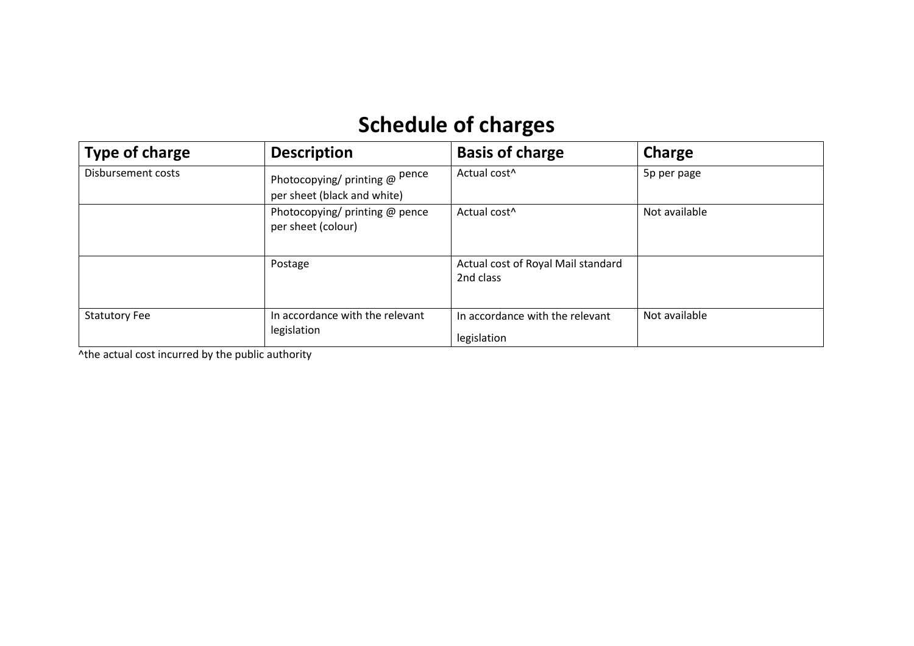# Schedule of charges

| Type of charge | Description | Basis of charge | Charge |
| --- | --- | --- | --- |
| Disbursement costs | Photocopying/ printing @ pence per sheet (black and white) | Actual cost^ | 5p per page |
| | Photocopying/ printing @ pence per sheet (colour) | Actual cost^ | Not available |
| | Postage | Actual cost of Royal Mail standard 2nd class | |
| Statutory Fee | In accordance with the relevant legislation | In accordance with the relevant legislation | Not available |

^the actual cost incurred by the public authority